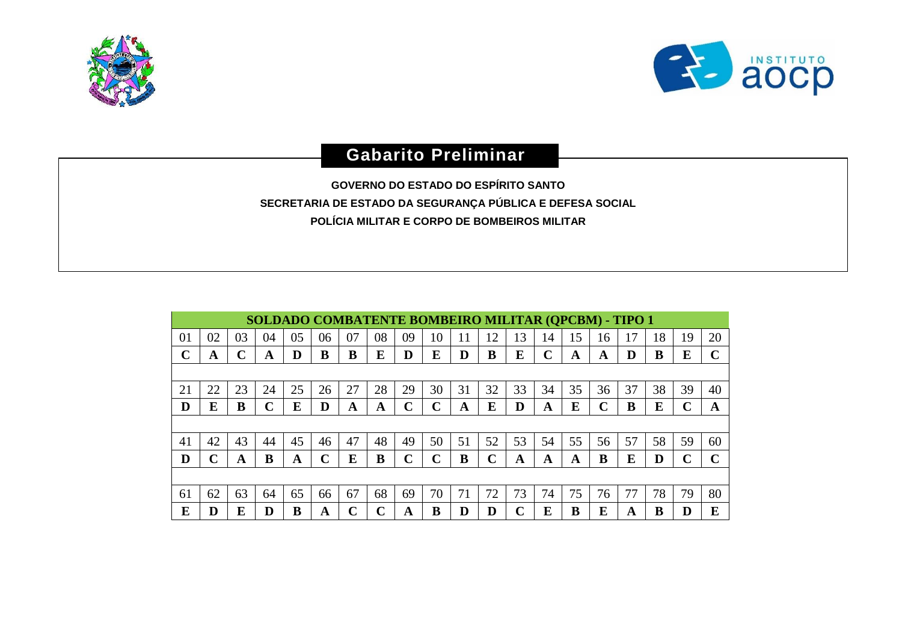# Gabarito Preliminar

**GOVERNO DO ESTADO DO ESPÍRITO SANTO**

**SECRETARIA DE ESTADO DA SEGURANÇA PÚBLICA E DEFESA SOCIAL**

**POLÍCIA MILITAR E CORPO DE BOMBEIROS MILITAR**

**SOLDADO COMBATENTE BOMBEIRO MILITAR (QPCBM) - TIPO 1**

| 01 | 02 | 03 | 04 | 05 | 06 | 07 | 08 | 09 | 10 | 11 | 12 | 13 | 14 | 15 | 16 | 17 | 18 | 19 | 20 |
|---|---|---|---|---|---|---|---|---|---|---|---|---|---|---|---|---|---|---|---|
| **C** | **A** | **C** | **A** | **D** | **B** | **B** | **E** | **D** | **E** | **D** | **B** | **E** | **C** | **A** | **A** | **D** | **B** | **E** | **C** |
| 21 | 22 | 23 | 24 | 25 | 26 | 27 | 28 | 29 | 30 | 31 | 32 | 33 | 34 | 35 | 36 | 37 | 38 | 39 | 40 |
| **D** | **E** | **B** | **C** | **E** | **D** | **A** | **A** | **C** | **C** | **A** | **E** | **D** | **A** | **E** | **C** | **B** | **E** | **C** | **A** |
| 41 | 42 | 43 | 44 | 45 | 46 | 47 | 48 | 49 | 50 | 51 | 52 | 53 | 54 | 55 | 56 | 57 | 58 | 59 | 60 |
| **D** | **C** | **A** | **B** | **A** | **C** | **E** | **B** | **C** | **C** | **B** | **C** | **A** | **A** | **A** | **B** | **E** | **D** | **C** | **C** |
| 61 | 62 | 63 | 64 | 65 | 66 | 67 | 68 | 69 | 70 | 71 | 72 | 73 | 74 | 75 | 76 | 77 | 78 | 79 | 80 |
| **E** | **D** | **E** | **D** | **B** | **A** | **C** | **C** | **A** | **B** | **D** | **D** | **C** | **E** | **B** | **E** | **A** | **B** | **D** | **E** |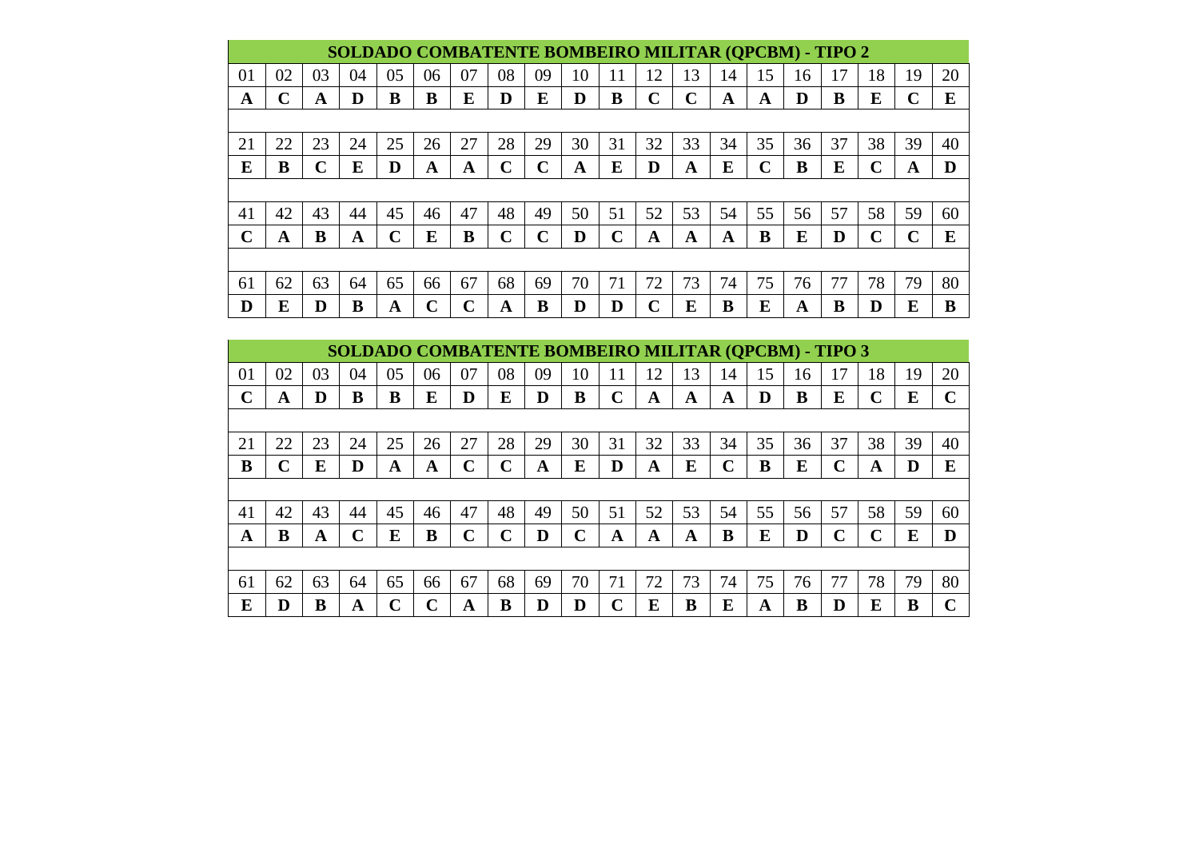| SOLDADO COMBATENTE BOMBEIRO MILITAR (QPCBM) - TIPO 2 | | | | | | | | | | | | | | | | | | | |
|---|---|---|---|---|---|---|---|---|---|---|---|---|---|---|---|---|---|---|---|
| 01 | 02 | 03 | 04 | 05 | 06 | 07 | 08 | 09 | 10 | 11 | 12 | 13 | 14 | 15 | 16 | 17 | 18 | 19 | 20 |
| **A** | **C** | **A** | **D** | **B** | **B** | **E** | **D** | **E** | **D** | **B** | **C** | **C** | **A** | **A** | **D** | **B** | **E** | **C** | **E** |
| 21 | 22 | 23 | 24 | 25 | 26 | 27 | 28 | 29 | 30 | 31 | 32 | 33 | 34 | 35 | 36 | 37 | 38 | 39 | 40 |
| **E** | **B** | **C** | **E** | **D** | **A** | **A** | **C** | **C** | **A** | **E** | **D** | **A** | **E** | **C** | **B** | **E** | **C** | **A** | **D** |
| 41 | 42 | 43 | 44 | 45 | 46 | 47 | 48 | 49 | 50 | 51 | 52 | 53 | 54 | 55 | 56 | 57 | 58 | 59 | 60 |
| **C** | **A** | **B** | **A** | **C** | **E** | **B** | **C** | **C** | **D** | **C** | **A** | **A** | **A** | **B** | **E** | **D** | **C** | **C** | **E** |
| 61 | 62 | 63 | 64 | 65 | 66 | 67 | 68 | 69 | 70 | 71 | 72 | 73 | 74 | 75 | 76 | 77 | 78 | 79 | 80 |
| **D** | **E** | **D** | **B** | **A** | **C** | **C** | **A** | **B** | **D** | **D** | **C** | **E** | **B** | **E** | **A** | **B** | **D** | **E** | **B** |

| SOLDADO COMBATENTE BOMBEIRO MILITAR (QPCBM) - TIPO 3 | | | | | | | | | | | | | | | | | | | |
|---|---|---|---|---|---|---|---|---|---|---|---|---|---|---|---|---|---|---|---|
| 01 | 02 | 03 | 04 | 05 | 06 | 07 | 08 | 09 | 10 | 11 | 12 | 13 | 14 | 15 | 16 | 17 | 18 | 19 | 20 |
| **C** | **A** | **D** | **B** | **B** | **E** | **D** | **E** | **D** | **B** | **C** | **A** | **A** | **A** | **D** | **B** | **E** | **C** | **E** | **C** |
| 21 | 22 | 23 | 24 | 25 | 26 | 27 | 28 | 29 | 30 | 31 | 32 | 33 | 34 | 35 | 36 | 37 | 38 | 39 | 40 |
| **B** | **C** | **E** | **D** | **A** | **A** | **C** | **C** | **A** | **E** | **D** | **A** | **E** | **C** | **B** | **E** | **C** | **A** | **D** | **E** |
| 41 | 42 | 43 | 44 | 45 | 46 | 47 | 48 | 49 | 50 | 51 | 52 | 53 | 54 | 55 | 56 | 57 | 58 | 59 | 60 |
| **A** | **B** | **A** | **C** | **E** | **B** | **C** | **C** | **D** | **C** | **A** | **A** | **A** | **B** | **E** | **D** | **C** | **C** | **E** | **D** |
| 61 | 62 | 63 | 64 | 65 | 66 | 67 | 68 | 69 | 70 | 71 | 72 | 73 | 74 | 75 | 76 | 77 | 78 | 79 | 80 |
| **E** | **D** | **B** | **A** | **C** | **C** | **A** | **B** | **D** | **D** | **C** | **E** | **B** | **E** | **A** | **B** | **D** | **E** | **B** | **C** |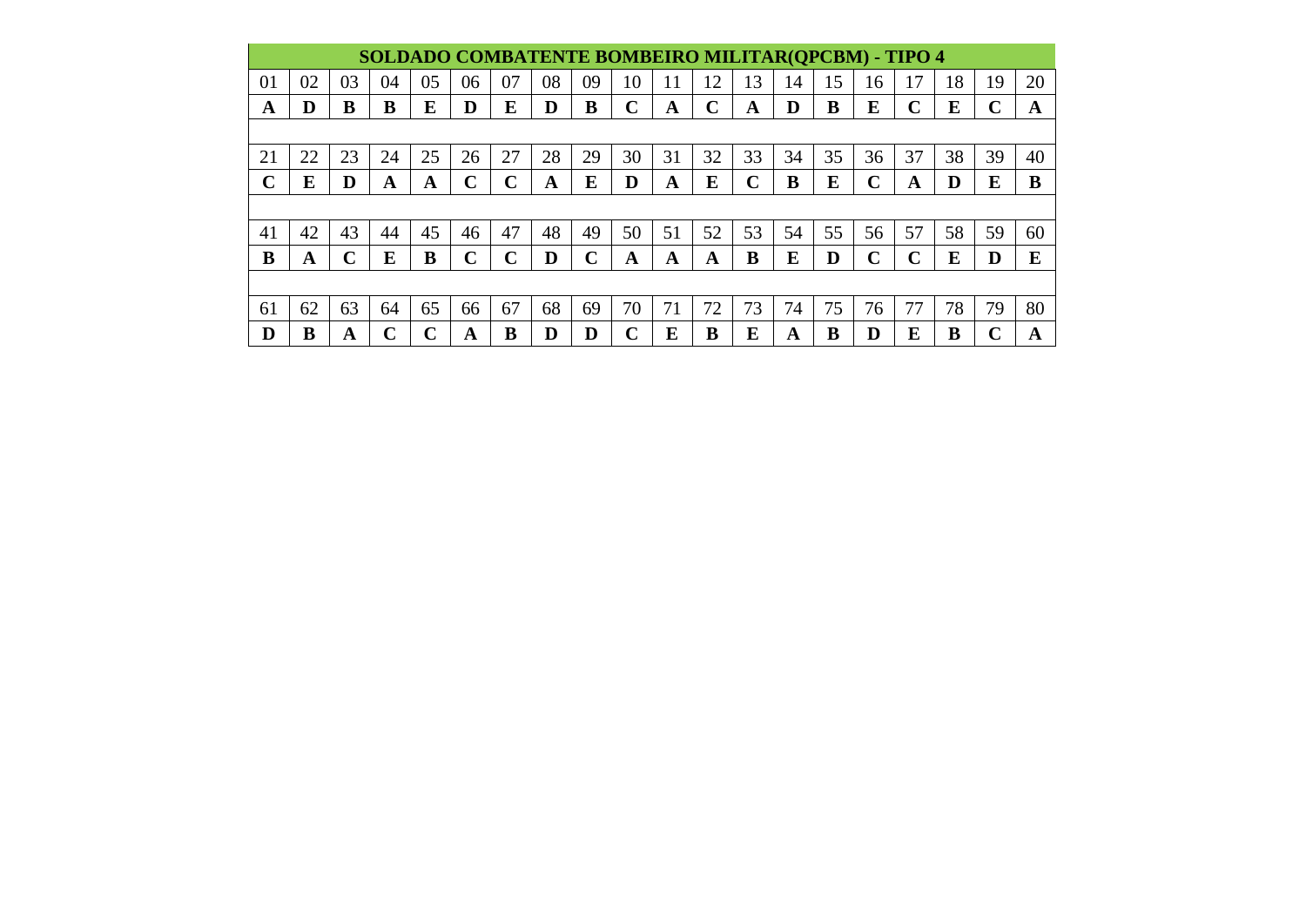| SOLDADO COMBATENTE BOMBEIRO MILITAR(QPCBM) - TIPO 4 | | | | | | | | | | | | | | | | | | | |
|---|---|---|---|---|---|---|---|---|---|---|---|---|---|---|---|---|---|---|---|
| 01 | 02 | 03 | 04 | 05 | 06 | 07 | 08 | 09 | 10 | 11 | 12 | 13 | 14 | 15 | 16 | 17 | 18 | 19 | 20 |
| **A** | **D** | **B** | **B** | **E** | **D** | **E** | **D** | **B** | **C** | **A** | **C** | **A** | **D** | **B** | **E** | **C** | **E** | **C** | **A** |
| | | | | | | | | | | | | | | | | | | | |
| 21 | 22 | 23 | 24 | 25 | 26 | 27 | 28 | 29 | 30 | 31 | 32 | 33 | 34 | 35 | 36 | 37 | 38 | 39 | 40 |
| **C** | **E** | **D** | **A** | **A** | **C** | **C** | **A** | **E** | **D** | **A** | **E** | **C** | **B** | **E** | **C** | **A** | **D** | **E** | **B** |
| | | | | | | | | | | | | | | | | | | | |
| 41 | 42 | 43 | 44 | 45 | 46 | 47 | 48 | 49 | 50 | 51 | 52 | 53 | 54 | 55 | 56 | 57 | 58 | 59 | 60 |
| **B** | **A** | **C** | **E** | **B** | **C** | **C** | **D** | **C** | **A** | **A** | **A** | **B** | **E** | **D** | **C** | **C** | **E** | **D** | **E** |
| | | | | | | | | | | | | | | | | | | | |
| 61 | 62 | 63 | 64 | 65 | 66 | 67 | 68 | 69 | 70 | 71 | 72 | 73 | 74 | 75 | 76 | 77 | 78 | 79 | 80 |
| **D** | **B** | **A** | **C** | **C** | **A** | **B** | **D** | **D** | **C** | **E** | **B** | **E** | **A** | **B** | **D** | **E** | **B** | **C** | **A** |